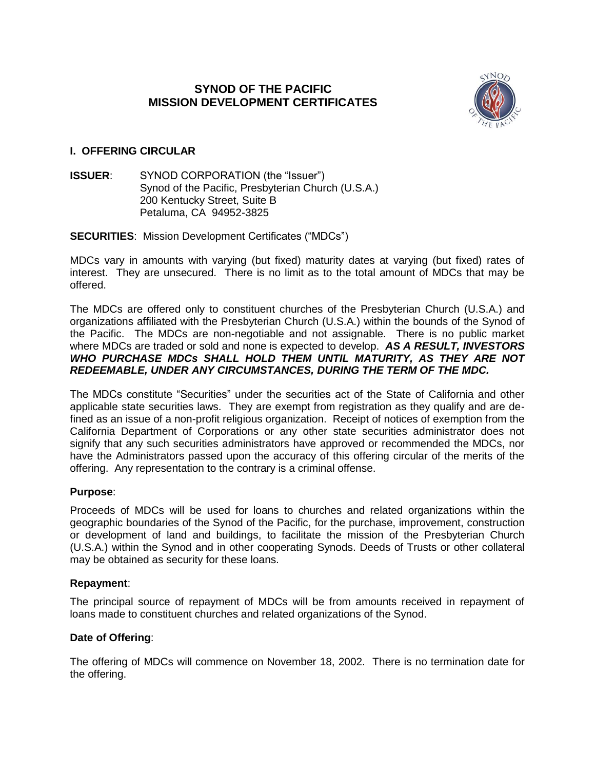# SYNOD OF THE PACIFIC MISSION DEVELOPMENT CERTIFICATES

## I. OFFERING CIRCULAR

**ISSUER**: SYNOD CORPORATION (the "Issuer")
Synod of the Pacific, Presbyterian Church (U.S.A.)
200 Kentucky Street, Suite B
Petaluma, CA 94952-3825

**SECURITIES**: Mission Development Certificates ("MDCs")

MDCs vary in amounts with varying (but fixed) maturity dates at varying (but fixed) rates of interest. They are unsecured. There is no limit as to the total amount of MDCs that may be offered.

The MDCs are offered only to constituent churches of the Presbyterian Church (U.S.A.) and organizations affiliated with the Presbyterian Church (U.S.A.) within the bounds of the Synod of the Pacific. The MDCs are non-negotiable and not assignable. There is no public market where MDCs are traded or sold and none is expected to develop. ***AS A RESULT, INVESTORS WHO PURCHASE MDCs SHALL HOLD THEM UNTIL MATURITY, AS THEY ARE NOT REDEEMABLE, UNDER ANY CIRCUMSTANCES, DURING THE TERM OF THE MDC.***

The MDCs constitute "Securities" under the securities act of the State of California and other applicable state securities laws. They are exempt from registration as they qualify and are defined as an issue of a non-profit religious organization. Receipt of notices of exemption from the California Department of Corporations or any other state securities administrator does not signify that any such securities administrators have approved or recommended the MDCs, nor have the Administrators passed upon the accuracy of this offering circular of the merits of the offering. Any representation to the contrary is a criminal offense.

**Purpose**:

Proceeds of MDCs will be used for loans to churches and related organizations within the geographic boundaries of the Synod of the Pacific, for the purchase, improvement, construction or development of land and buildings, to facilitate the mission of the Presbyterian Church (U.S.A.) within the Synod and in other cooperating Synods. Deeds of Trusts or other collateral may be obtained as security for these loans.

**Repayment**:

The principal source of repayment of MDCs will be from amounts received in repayment of loans made to constituent churches and related organizations of the Synod.

**Date of Offering**:

The offering of MDCs will commence on November 18, 2002. There is no termination date for the offering.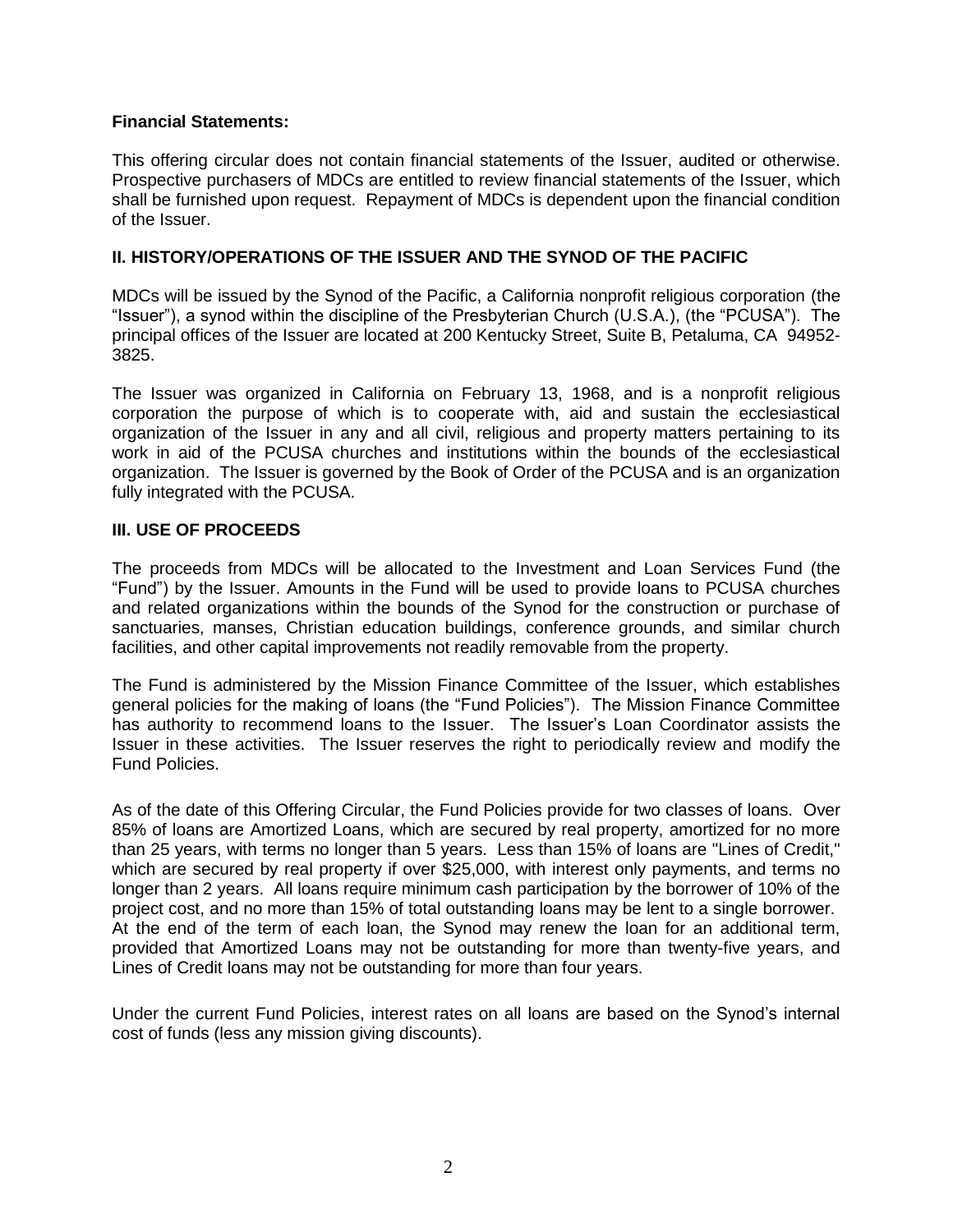**Financial Statements:**

This offering circular does not contain financial statements of the Issuer, audited or otherwise. Prospective purchasers of MDCs are entitled to review financial statements of the Issuer, which shall be furnished upon request. Repayment of MDCs is dependent upon the financial condition of the Issuer.

## II. HISTORY/OPERATIONS OF THE ISSUER AND THE SYNOD OF THE PACIFIC

MDCs will be issued by the Synod of the Pacific, a California nonprofit religious corporation (the "Issuer"), a synod within the discipline of the Presbyterian Church (U.S.A.), (the "PCUSA"). The principal offices of the Issuer are located at 200 Kentucky Street, Suite B, Petaluma, CA 94952-3825.

The Issuer was organized in California on February 13, 1968, and is a nonprofit religious corporation the purpose of which is to cooperate with, aid and sustain the ecclesiastical organization of the Issuer in any and all civil, religious and property matters pertaining to its work in aid of the PCUSA churches and institutions within the bounds of the ecclesiastical organization. The Issuer is governed by the Book of Order of the PCUSA and is an organization fully integrated with the PCUSA.

## III. USE OF PROCEEDS

The proceeds from MDCs will be allocated to the Investment and Loan Services Fund (the "Fund") by the Issuer. Amounts in the Fund will be used to provide loans to PCUSA churches and related organizations within the bounds of the Synod for the construction or purchase of sanctuaries, manses, Christian education buildings, conference grounds, and similar church facilities, and other capital improvements not readily removable from the property.

The Fund is administered by the Mission Finance Committee of the Issuer, which establishes general policies for the making of loans (the "Fund Policies"). The Mission Finance Committee has authority to recommend loans to the Issuer. The Issuer's Loan Coordinator assists the Issuer in these activities. The Issuer reserves the right to periodically review and modify the Fund Policies.

As of the date of this Offering Circular, the Fund Policies provide for two classes of loans. Over 85% of loans are Amortized Loans, which are secured by real property, amortized for no more than 25 years, with terms no longer than 5 years. Less than 15% of loans are "Lines of Credit," which are secured by real property if over $25,000, with interest only payments, and terms no longer than 2 years. All loans require minimum cash participation by the borrower of 10% of the project cost, and no more than 15% of total outstanding loans may be lent to a single borrower. At the end of the term of each loan, the Synod may renew the loan for an additional term, provided that Amortized Loans may not be outstanding for more than twenty-five years, and Lines of Credit loans may not be outstanding for more than four years.

Under the current Fund Policies, interest rates on all loans are based on the Synod's internal cost of funds (less any mission giving discounts).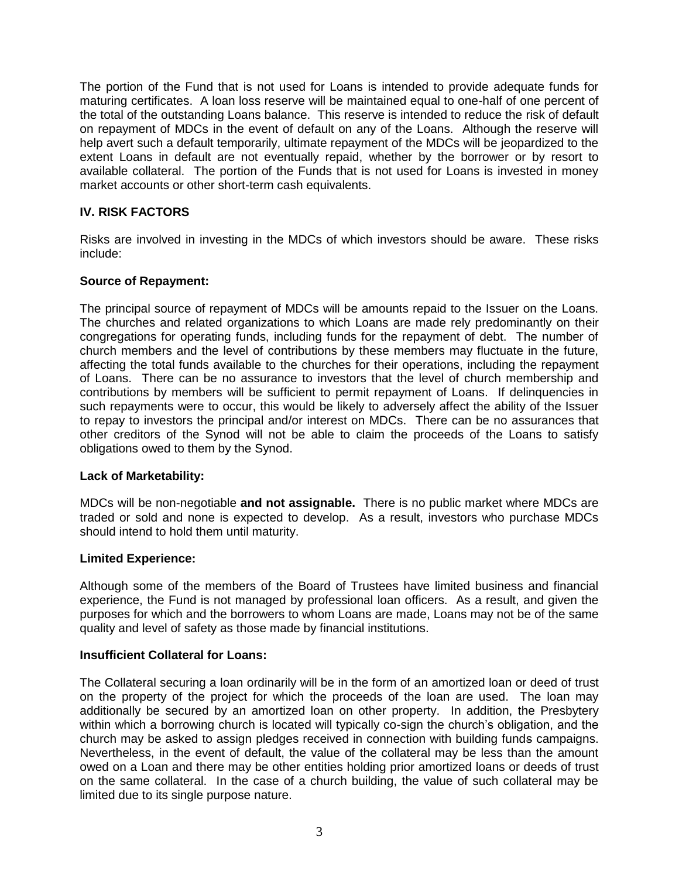The portion of the Fund that is not used for Loans is intended to provide adequate funds for maturing certificates. A loan loss reserve will be maintained equal to one-half of one percent of the total of the outstanding Loans balance. This reserve is intended to reduce the risk of default on repayment of MDCs in the event of default on any of the Loans. Although the reserve will help avert such a default temporarily, ultimate repayment of the MDCs will be jeopardized to the extent Loans in default are not eventually repaid, whether by the borrower or by resort to available collateral. The portion of the Funds that is not used for Loans is invested in money market accounts or other short-term cash equivalents.

## IV. RISK FACTORS

Risks are involved in investing in the MDCs of which investors should be aware. These risks include:

**Source of Repayment:**

The principal source of repayment of MDCs will be amounts repaid to the Issuer on the Loans. The churches and related organizations to which Loans are made rely predominantly on their congregations for operating funds, including funds for the repayment of debt. The number of church members and the level of contributions by these members may fluctuate in the future, affecting the total funds available to the churches for their operations, including the repayment of Loans. There can be no assurance to investors that the level of church membership and contributions by members will be sufficient to permit repayment of Loans. If delinquencies in such repayments were to occur, this would be likely to adversely affect the ability of the Issuer to repay to investors the principal and/or interest on MDCs. There can be no assurances that other creditors of the Synod will not be able to claim the proceeds of the Loans to satisfy obligations owed to them by the Synod.

**Lack of Marketability:**

MDCs will be non-negotiable **and not assignable.** There is no public market where MDCs are traded or sold and none is expected to develop. As a result, investors who purchase MDCs should intend to hold them until maturity.

**Limited Experience:**

Although some of the members of the Board of Trustees have limited business and financial experience, the Fund is not managed by professional loan officers. As a result, and given the purposes for which and the borrowers to whom Loans are made, Loans may not be of the same quality and level of safety as those made by financial institutions.

**Insufficient Collateral for Loans:**

The Collateral securing a loan ordinarily will be in the form of an amortized loan or deed of trust on the property of the project for which the proceeds of the loan are used. The loan may additionally be secured by an amortized loan on other property. In addition, the Presbytery within which a borrowing church is located will typically co-sign the church's obligation, and the church may be asked to assign pledges received in connection with building funds campaigns. Nevertheless, in the event of default, the value of the collateral may be less than the amount owed on a Loan and there may be other entities holding prior amortized loans or deeds of trust on the same collateral. In the case of a church building, the value of such collateral may be limited due to its single purpose nature.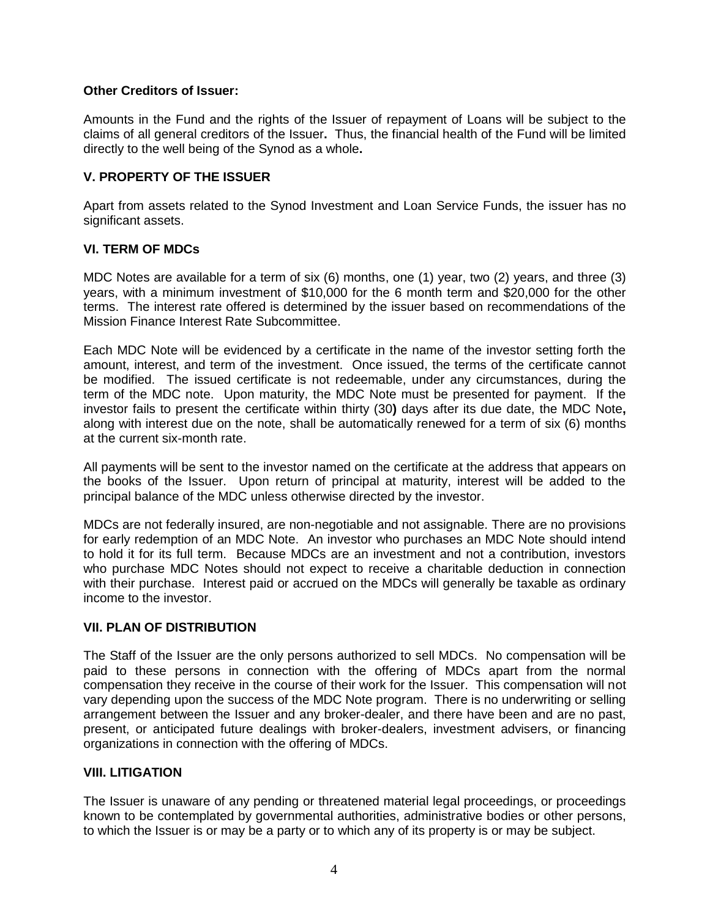**Other Creditors of Issuer:**

Amounts in the Fund and the rights of the Issuer of repayment of Loans will be subject to the claims of all general creditors of the Issuer**.** Thus, the financial health of the Fund will be limited directly to the well being of the Synod as a whole**.**

## V. PROPERTY OF THE ISSUER

Apart from assets related to the Synod Investment and Loan Service Funds, the issuer has no significant assets.

## VI. TERM OF MDCs

MDC Notes are available for a term of six (6) months, one (1) year, two (2) years, and three (3) years, with a minimum investment of $10,000 for the 6 month term and $20,000 for the other terms. The interest rate offered is determined by the issuer based on recommendations of the Mission Finance Interest Rate Subcommittee.

Each MDC Note will be evidenced by a certificate in the name of the investor setting forth the amount, interest, and term of the investment. Once issued, the terms of the certificate cannot be modified. The issued certificate is not redeemable, under any circumstances, during the term of the MDC note. Upon maturity, the MDC Note must be presented for payment. If the investor fails to present the certificate within thirty (30**)** days after its due date, the MDC Note**,** along with interest due on the note, shall be automatically renewed for a term of six (6) months at the current six-month rate.

All payments will be sent to the investor named on the certificate at the address that appears on the books of the Issuer. Upon return of principal at maturity, interest will be added to the principal balance of the MDC unless otherwise directed by the investor.

MDCs are not federally insured, are non-negotiable and not assignable. There are no provisions for early redemption of an MDC Note. An investor who purchases an MDC Note should intend to hold it for its full term. Because MDCs are an investment and not a contribution, investors who purchase MDC Notes should not expect to receive a charitable deduction in connection with their purchase. Interest paid or accrued on the MDCs will generally be taxable as ordinary income to the investor.

## VII. PLAN OF DISTRIBUTION

The Staff of the Issuer are the only persons authorized to sell MDCs. No compensation will be paid to these persons in connection with the offering of MDCs apart from the normal compensation they receive in the course of their work for the Issuer. This compensation will not vary depending upon the success of the MDC Note program. There is no underwriting or selling arrangement between the Issuer and any broker-dealer, and there have been and are no past, present, or anticipated future dealings with broker-dealers, investment advisers, or financing organizations in connection with the offering of MDCs.

## VIII. LITIGATION

The Issuer is unaware of any pending or threatened material legal proceedings, or proceedings known to be contemplated by governmental authorities, administrative bodies or other persons, to which the Issuer is or may be a party or to which any of its property is or may be subject.